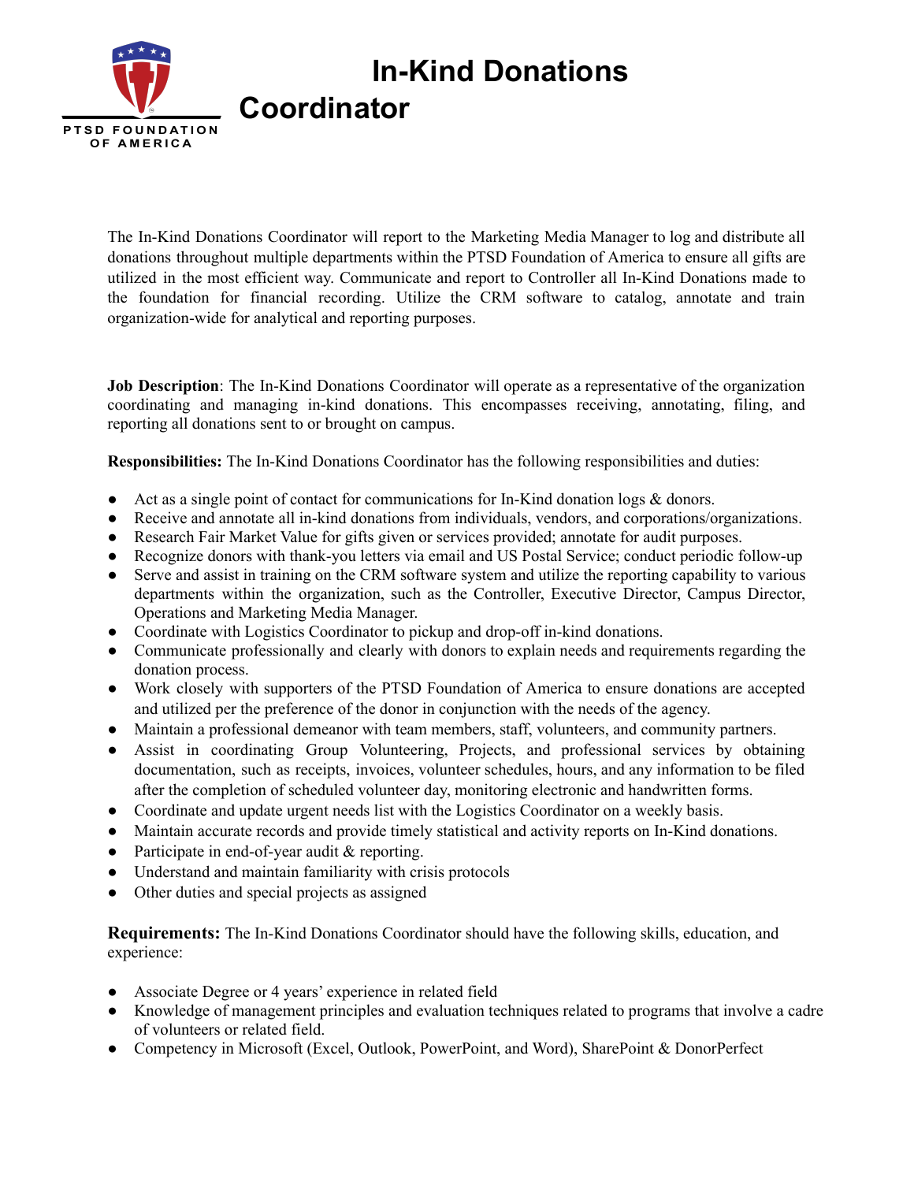PTSD FOUNDATION OF AMERICA

# In-Kind Donations Coordinator

The In-Kind Donations Coordinator will report to the Marketing Media Manager to log and distribute all donations throughout multiple departments within the PTSD Foundation of America to ensure all gifts are utilized in the most efficient way. Communicate and report to Controller all In-Kind Donations made to the foundation for financial recording. Utilize the CRM software to catalog, annotate and train organization-wide for analytical and reporting purposes.

**Job Description**: The In-Kind Donations Coordinator will operate as a representative of the organization coordinating and managing in-kind donations. This encompasses receiving, annotating, filing, and reporting all donations sent to or brought on campus.

**Responsibilities:** The In-Kind Donations Coordinator has the following responsibilities and duties:

- Act as a single point of contact for communications for In-Kind donation logs & donors.
- Receive and annotate all in-kind donations from individuals, vendors, and corporations/organizations.
- Research Fair Market Value for gifts given or services provided; annotate for audit purposes.
- Recognize donors with thank-you letters via email and US Postal Service; conduct periodic follow-up
- Serve and assist in training on the CRM software system and utilize the reporting capability to various departments within the organization, such as the Controller, Executive Director, Campus Director, Operations and Marketing Media Manager.
- Coordinate with Logistics Coordinator to pickup and drop-off in-kind donations.
- Communicate professionally and clearly with donors to explain needs and requirements regarding the donation process.
- Work closely with supporters of the PTSD Foundation of America to ensure donations are accepted and utilized per the preference of the donor in conjunction with the needs of the agency.
- Maintain a professional demeanor with team members, staff, volunteers, and community partners.
- Assist in coordinating Group Volunteering, Projects, and professional services by obtaining documentation, such as receipts, invoices, volunteer schedules, hours, and any information to be filed after the completion of scheduled volunteer day, monitoring electronic and handwritten forms.
- Coordinate and update urgent needs list with the Logistics Coordinator on a weekly basis.
- Maintain accurate records and provide timely statistical and activity reports on In-Kind donations.
- Participate in end-of-year audit & reporting.
- Understand and maintain familiarity with crisis protocols
- Other duties and special projects as assigned

**Requirements:** The In-Kind Donations Coordinator should have the following skills, education, and experience:

- Associate Degree or 4 years' experience in related field
- Knowledge of management principles and evaluation techniques related to programs that involve a cadre of volunteers or related field.
- Competency in Microsoft (Excel, Outlook, PowerPoint, and Word), SharePoint & DonorPerfect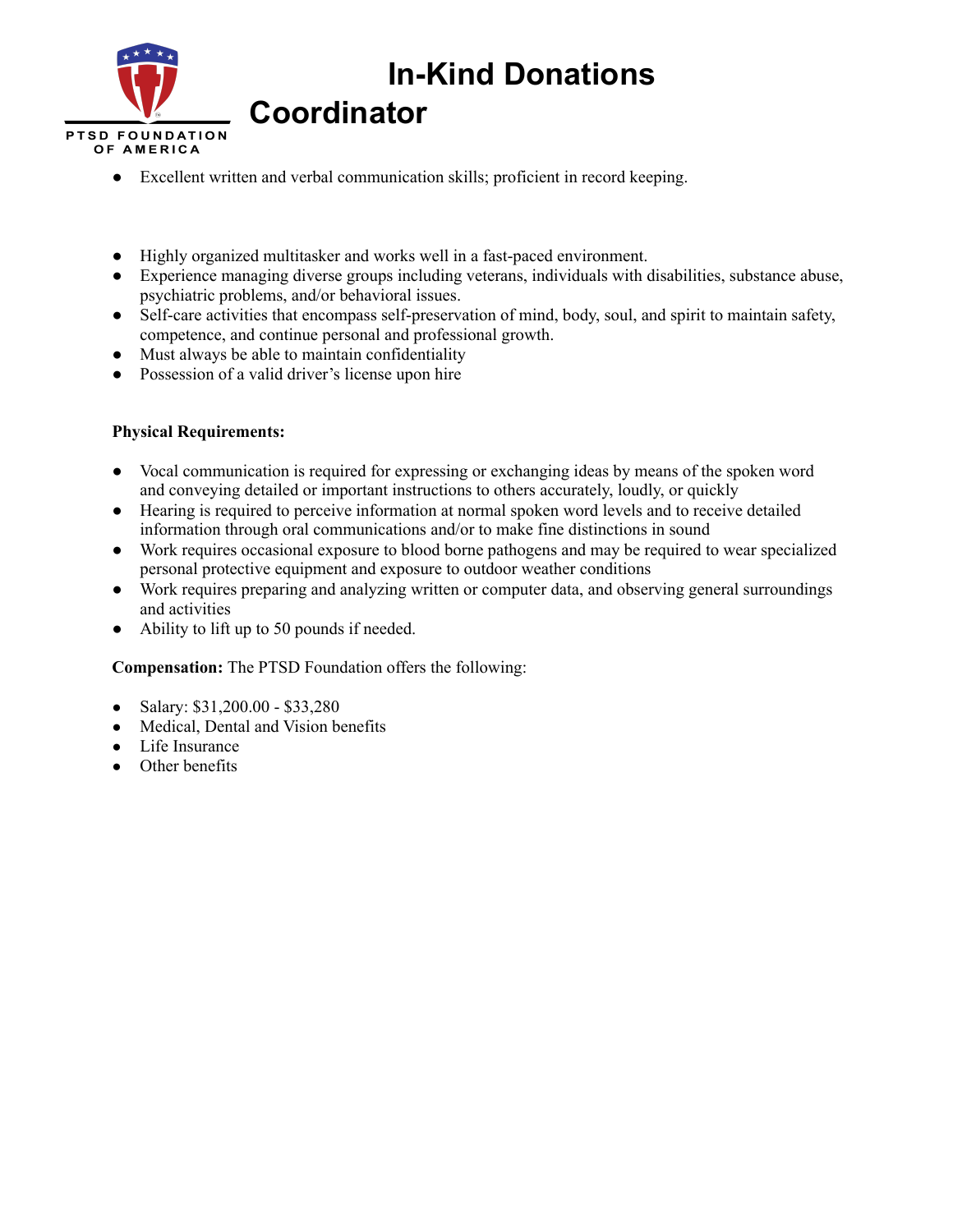# In-Kind Donations Coordinator

- Excellent written and verbal communication skills; proficient in record keeping.

- Highly organized multitasker and works well in a fast-paced environment.
- Experience managing diverse groups including veterans, individuals with disabilities, substance abuse, psychiatric problems, and/or behavioral issues.
- Self-care activities that encompass self-preservation of mind, body, soul, and spirit to maintain safety, competence, and continue personal and professional growth.
- Must always be able to maintain confidentiality
- Possession of a valid driver's license upon hire

**Physical Requirements:**

- Vocal communication is required for expressing or exchanging ideas by means of the spoken word and conveying detailed or important instructions to others accurately, loudly, or quickly
- Hearing is required to perceive information at normal spoken word levels and to receive detailed information through oral communications and/or to make fine distinctions in sound
- Work requires occasional exposure to blood borne pathogens and may be required to wear specialized personal protective equipment and exposure to outdoor weather conditions
- Work requires preparing and analyzing written or computer data, and observing general surroundings and activities
- Ability to lift up to 50 pounds if needed.

**Compensation:** The PTSD Foundation offers the following:

- Salary: $31,200.00 - $33,280
- Medical, Dental and Vision benefits
- Life Insurance
- Other benefits